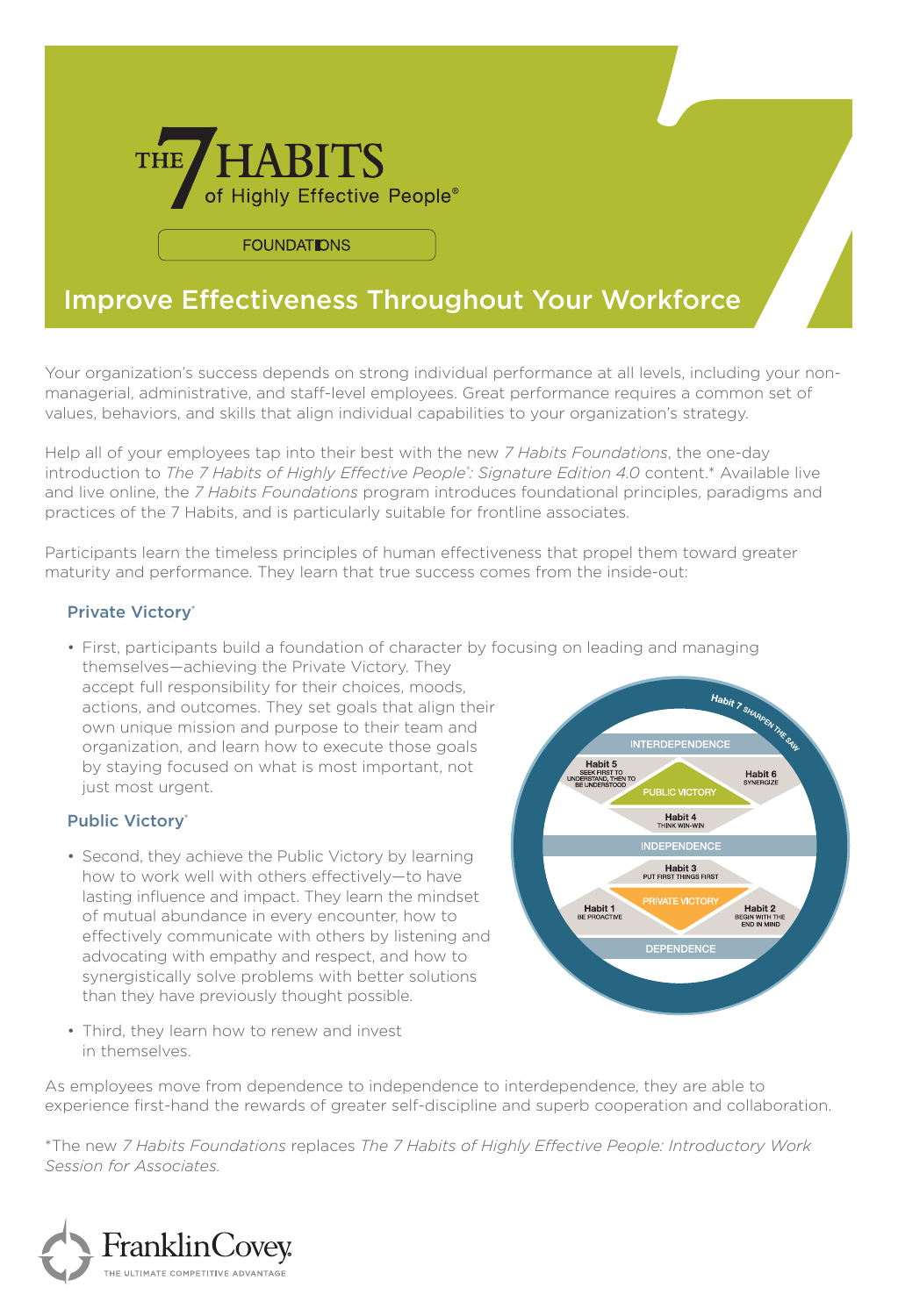# THE 7 HABITS of Highly Effective People®

FOUNDATIONS

## Improve Effectiveness Throughout Your Workforce

Your organization's success depends on strong individual performance at all levels, including your non-managerial, administrative, and staff-level employees. Great performance requires a common set of values, behaviors, and skills that align individual capabilities to your organization's strategy.

Help all of your employees tap into their best with the new *7 Habits Foundations*, the one-day introduction to *The 7 Habits of Highly Effective People®: Signature Edition 4.0* content.* Available live and live online, the *7 Habits Foundations* program introduces foundational principles, paradigms and practices of the 7 Habits, and is particularly suitable for frontline associates.

Participants learn the timeless principles of human effectiveness that propel them toward greater maturity and performance. They learn that true success comes from the inside-out:

### Private Victory®

- First, participants build a foundation of character by focusing on leading and managing themselves—achieving the Private Victory. They accept full responsibility for their choices, moods, actions, and outcomes. They set goals that align their own unique mission and purpose to their team and organization, and learn how to execute those goals by staying focused on what is most important, not just most urgent.

### Public Victory®

- Second, they achieve the Public Victory by learning how to work well with others effectively—to have lasting influence and impact. They learn the mindset of mutual abundance in every encounter, how to effectively communicate with others by listening and advocating with empathy and respect, and how to synergistically solve problems with better solutions than they have previously thought possible.
- Third, they learn how to renew and invest in themselves.

Habit 7 SHARPEN THE SAW

INTERDEPENDENCE

Habit 5 SEEK FIRST TO UNDERSTAND, THEN TO BE UNDERSTOOD

PUBLIC VICTORY

Habit 6 SYNERGIZE

Habit 4 THINK WIN-WIN

INDEPENDENCE

Habit 3 PUT FIRST THINGS FIRST

PRIVATE VICTORY

Habit 1 BE PROACTIVE

Habit 2 BEGIN WITH THE END IN MIND

DEPENDENCE

As employees move from dependence to independence to interdependence, they are able to experience first-hand the rewards of greater self-discipline and superb cooperation and collaboration.

*The new *7 Habits Foundations* replaces *The 7 Habits of Highly Effective People: Introductory Work Session for Associates.*

FranklinCovey
THE ULTIMATE COMPETITIVE ADVANTAGE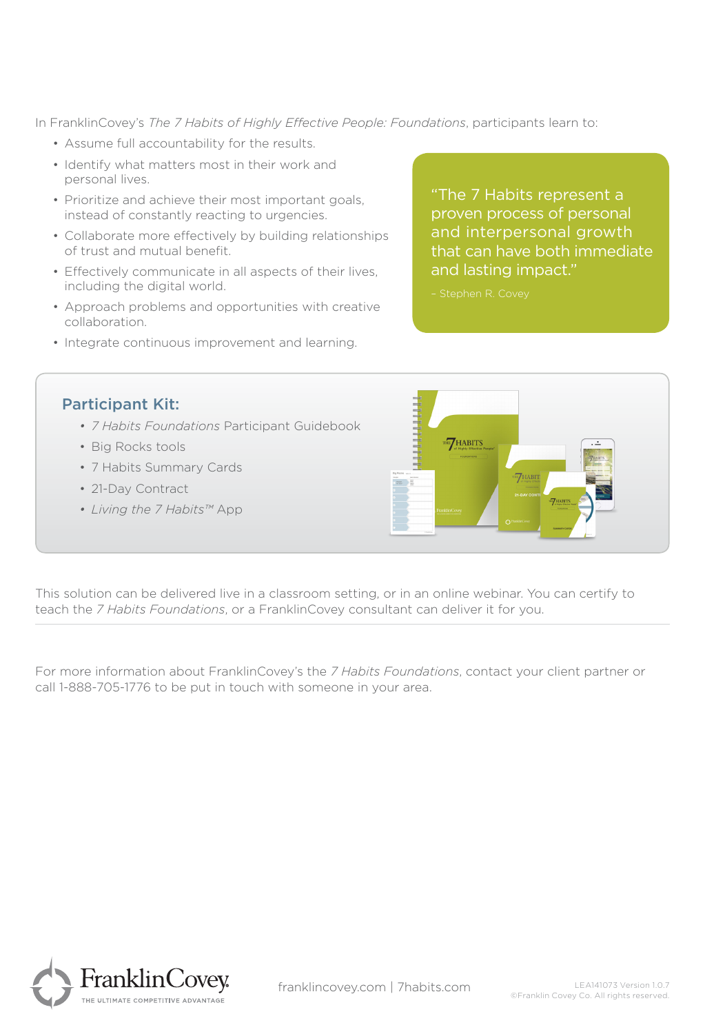In FranklinCovey's *The 7 Habits of Highly Effective People: Foundations*, participants learn to:

- Assume full accountability for the results.
- Identify what matters most in their work and personal lives.
- Prioritize and achieve their most important goals, instead of constantly reacting to urgencies.
- Collaborate more effectively by building relationships of trust and mutual benefit.
- Effectively communicate in all aspects of their lives, including the digital world.
- Approach problems and opportunities with creative collaboration.
- Integrate continuous improvement and learning.

"The 7 Habits represent a proven process of personal and interpersonal growth that can have both immediate and lasting impact."

– Stephen R. Covey

## Participant Kit:

- *7 Habits Foundations* Participant Guidebook
- Big Rocks tools
- 7 Habits Summary Cards
- 21-Day Contract
- *Living the 7 Habits™* App

This solution can be delivered live in a classroom setting, or in an online webinar. You can certify to teach the *7 Habits Foundations*, or a FranklinCovey consultant can deliver it for you.

For more information about FranklinCovey's the *7 Habits Foundations*, contact your client partner or call 1-888-705-1776 to be put in touch with someone in your area.

FranklinCovey
THE ULTIMATE COMPETITIVE ADVANTAGE

franklincovey.com | 7habits.com

LEA141073 Version 1.0.7
©Franklin Covey Co. All rights reserved.